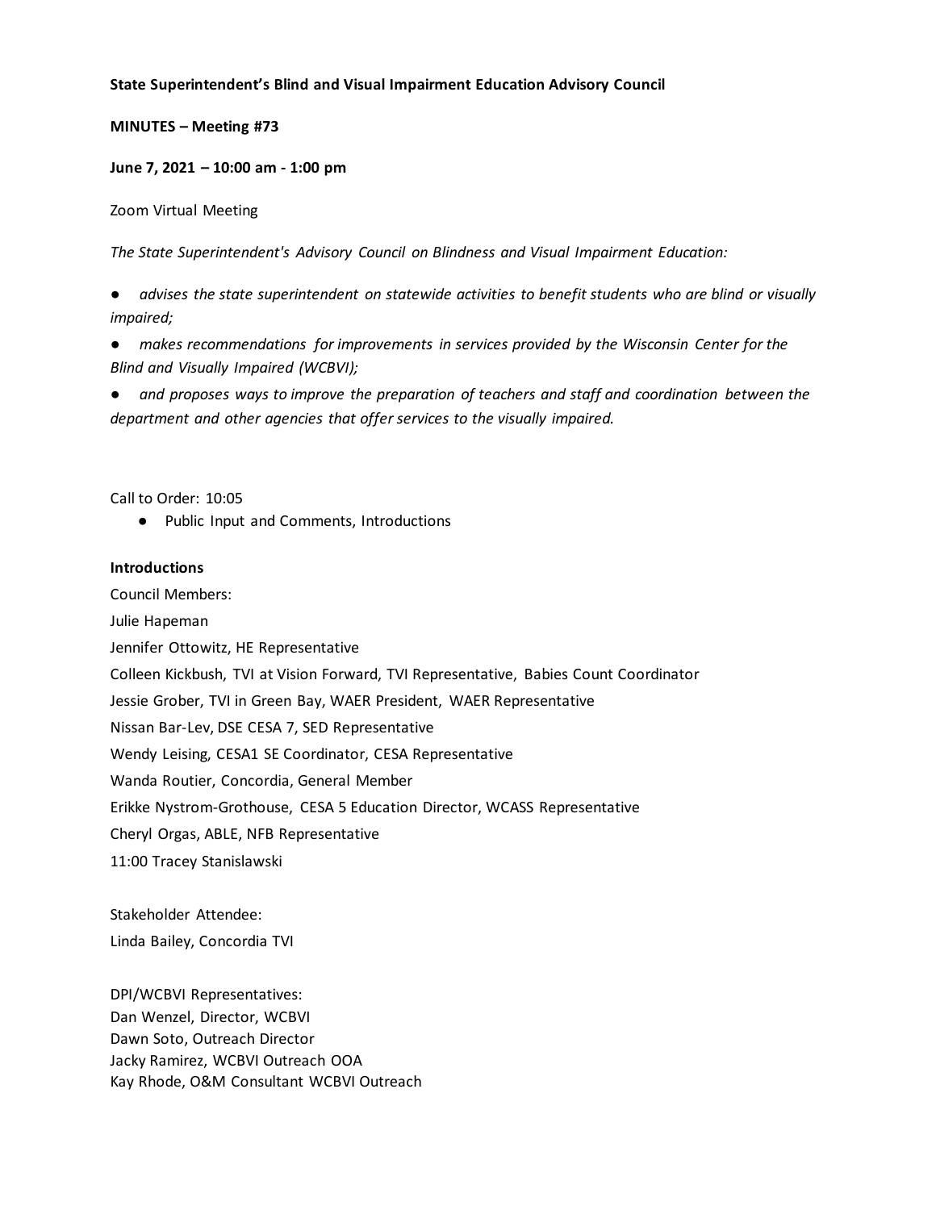**State Superintendent's Blind and Visual Impairment Education Advisory Council**

**MINUTES – Meeting #73**

**June 7, 2021 – 10:00 am - 1:00 pm**

Zoom Virtual Meeting

*The State Superintendent's Advisory Council on Blindness and Visual Impairment Education:*

- *advises the state superintendent on statewide activities to benefit students who are blind or visually impaired;*
- *makes recommendations for improvements in services provided by the Wisconsin Center for the Blind and Visually Impaired (WCBVI);*
- *and proposes ways to improve the preparation of teachers and staff and coordination between the department and other agencies that offer services to the visually impaired.*

Call to Order: 10:05

- Public Input and Comments, Introductions

**Introductions**

Council Members:
Julie Hapeman
Jennifer Ottowitz, HE Representative
Colleen Kickbush, TVI at Vision Forward, TVI Representative, Babies Count Coordinator
Jessie Grober, TVI in Green Bay, WAER President, WAER Representative
Nissan Bar-Lev, DSE CESA 7, SED Representative
Wendy Leising, CESA1 SE Coordinator, CESA Representative
Wanda Routier, Concordia, General Member
Erikke Nystrom-Grothouse, CESA 5 Education Director, WCASS Representative
Cheryl Orgas, ABLE, NFB Representative
11:00 Tracey Stanislawski

Stakeholder Attendee:
Linda Bailey, Concordia TVI

DPI/WCBVI Representatives:
Dan Wenzel, Director, WCBVI
Dawn Soto, Outreach Director
Jacky Ramirez, WCBVI Outreach OOA
Kay Rhode, O&M Consultant WCBVI Outreach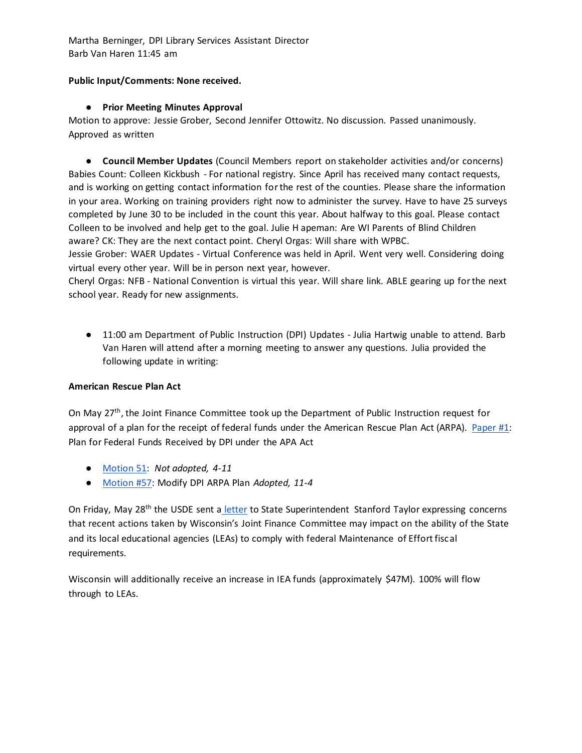Martha Berninger, DPI Library Services Assistant Director
Barb Van Haren 11:45 am

**Public Input/Comments: None received.**

- **Prior Meeting Minutes Approval**

Motion to approve: Jessie Grober, Second Jennifer Ottowitz. No discussion. Passed unanimously. Approved as written

- **Council Member Updates** (Council Members report on stakeholder activities and/or concerns)

Babies Count: Colleen Kickbush - For national registry. Since April has received many contact requests, and is working on getting contact information for the rest of the counties. Please share the information in your area. Working on training providers right now to administer the survey. Have to have 25 surveys completed by June 30 to be included in the count this year. About halfway to this goal. Please contact Colleen to be involved and help get to the goal. Julie H apeman: Are WI Parents of Blind Children aware? CK: They are the next contact point. Cheryl Orgas: Will share with WPBC.
Jessie Grober: WAER Updates - Virtual Conference was held in April. Went very well. Considering doing virtual every other year. Will be in person next year, however.
Cheryl Orgas: NFB - National Convention is virtual this year. Will share link. ABLE gearing up for the next school year. Ready for new assignments.

- 11:00 am Department of Public Instruction (DPI) Updates - Julia Hartwig unable to attend. Barb Van Haren will attend after a morning meeting to answer any questions. Julia provided the following update in writing:

**American Rescue Plan Act**

On May 27th, the Joint Finance Committee took up the Department of Public Instruction request for approval of a plan for the receipt of federal funds under the American Rescue Plan Act (ARPA). Paper #1: Plan for Federal Funds Received by DPI under the APA Act

- Motion 51: *Not adopted, 4-11*
- Motion #57: Modify DPI ARPA Plan *Adopted, 11-4*

On Friday, May 28th the USDE sent a letter to State Superintendent Stanford Taylor expressing concerns that recent actions taken by Wisconsin's Joint Finance Committee may impact on the ability of the State and its local educational agencies (LEAs) to comply with federal Maintenance of Effort fiscal requirements.

Wisconsin will additionally receive an increase in IEA funds (approximately $47M). 100% will flow through to LEAs.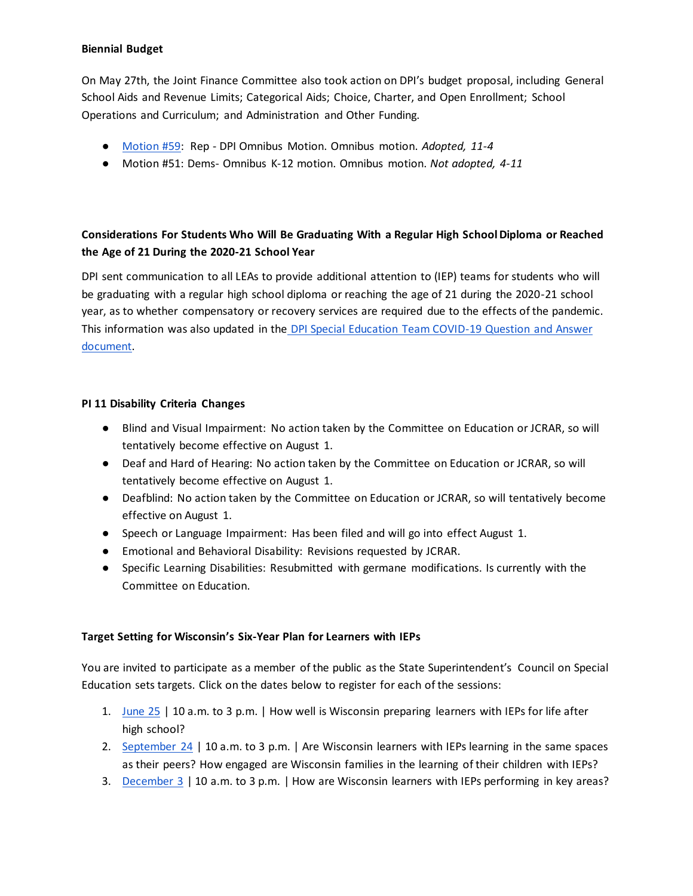**Biennial Budget**

On May 27th, the Joint Finance Committee also took action on DPI's budget proposal, including General School Aids and Revenue Limits; Categorical Aids; Choice, Charter, and Open Enrollment; School Operations and Curriculum; and Administration and Other Funding.

- Motion #59: Rep - DPI Omnibus Motion. Omnibus motion. *Adopted, 11-4*
- Motion #51: Dems- Omnibus K-12 motion. Omnibus motion. *Not adopted, 4-11*

**Considerations For Students Who Will Be Graduating With a Regular High School Diploma or Reached the Age of 21 During the 2020-21 School Year**

DPI sent communication to all LEAs to provide additional attention to (IEP) teams for students who will be graduating with a regular high school diploma or reaching the age of 21 during the 2020-21 school year, as to whether compensatory or recovery services are required due to the effects of the pandemic. This information was also updated in the DPI Special Education Team COVID-19 Question and Answer document.

**PI 11 Disability Criteria Changes**

- Blind and Visual Impairment: No action taken by the Committee on Education or JCRAR, so will tentatively become effective on August 1.
- Deaf and Hard of Hearing: No action taken by the Committee on Education or JCRAR, so will tentatively become effective on August 1.
- Deafblind: No action taken by the Committee on Education or JCRAR, so will tentatively become effective on August 1.
- Speech or Language Impairment: Has been filed and will go into effect August 1.
- Emotional and Behavioral Disability: Revisions requested by JCRAR.
- Specific Learning Disabilities: Resubmitted with germane modifications. Is currently with the Committee on Education.

**Target Setting for Wisconsin's Six-Year Plan for Learners with IEPs**

You are invited to participate as a member of the public as the State Superintendent's Council on Special Education sets targets. Click on the dates below to register for each of the sessions:

1. June 25 | 10 a.m. to 3 p.m. | How well is Wisconsin preparing learners with IEPs for life after high school?
2. September 24 | 10 a.m. to 3 p.m. | Are Wisconsin learners with IEPs learning in the same spaces as their peers? How engaged are Wisconsin families in the learning of their children with IEPs?
3. December 3 | 10 a.m. to 3 p.m. | How are Wisconsin learners with IEPs performing in key areas?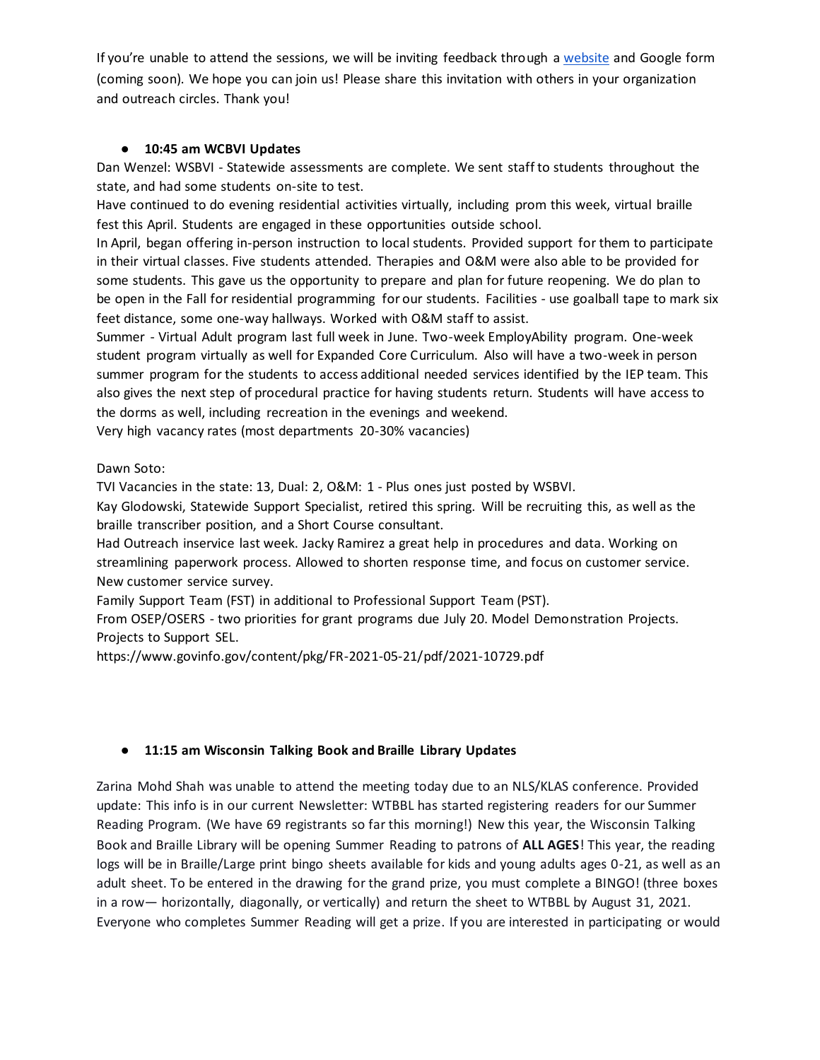If you're unable to attend the sessions, we will be inviting feedback through a website and Google form (coming soon). We hope you can join us! Please share this invitation with others in your organization and outreach circles. Thank you!

- **10:45 am WCBVI Updates**

Dan Wenzel: WSBVI - Statewide assessments are complete. We sent staff to students throughout the state, and had some students on-site to test.

Have continued to do evening residential activities virtually, including prom this week, virtual braille fest this April. Students are engaged in these opportunities outside school.

In April, began offering in-person instruction to local students. Provided support for them to participate in their virtual classes. Five students attended. Therapies and O&M were also able to be provided for some students. This gave us the opportunity to prepare and plan for future reopening. We do plan to be open in the Fall for residential programming for our students. Facilities - use goalball tape to mark six feet distance, some one-way hallways. Worked with O&M staff to assist.

Summer - Virtual Adult program last full week in June. Two-week EmployAbility program. One-week student program virtually as well for Expanded Core Curriculum. Also will have a two-week in person summer program for the students to access additional needed services identified by the IEP team. This also gives the next step of procedural practice for having students return. Students will have access to the dorms as well, including recreation in the evenings and weekend.

Very high vacancy rates (most departments 20-30% vacancies)

Dawn Soto:

TVI Vacancies in the state: 13, Dual: 2, O&M: 1 - Plus ones just posted by WSBVI.

Kay Glodowski, Statewide Support Specialist, retired this spring. Will be recruiting this, as well as the braille transcriber position, and a Short Course consultant.

Had Outreach inservice last week. Jacky Ramirez a great help in procedures and data. Working on streamlining paperwork process. Allowed to shorten response time, and focus on customer service. New customer service survey.

Family Support Team (FST) in additional to Professional Support Team (PST).

From OSEP/OSERS - two priorities for grant programs due July 20. Model Demonstration Projects. Projects to Support SEL.

https://www.govinfo.gov/content/pkg/FR-2021-05-21/pdf/2021-10729.pdf

- **11:15 am Wisconsin Talking Book and Braille Library Updates**

Zarina Mohd Shah was unable to attend the meeting today due to an NLS/KLAS conference. Provided update: This info is in our current Newsletter: WTBBL has started registering readers for our Summer Reading Program. (We have 69 registrants so far this morning!) New this year, the Wisconsin Talking Book and Braille Library will be opening Summer Reading to patrons of **ALL AGES**! This year, the reading logs will be in Braille/Large print bingo sheets available for kids and young adults ages 0-21, as well as an adult sheet. To be entered in the drawing for the grand prize, you must complete a BINGO! (three boxes in a row— horizontally, diagonally, or vertically) and return the sheet to WTBBL by August 31, 2021. Everyone who completes Summer Reading will get a prize. If you are interested in participating or would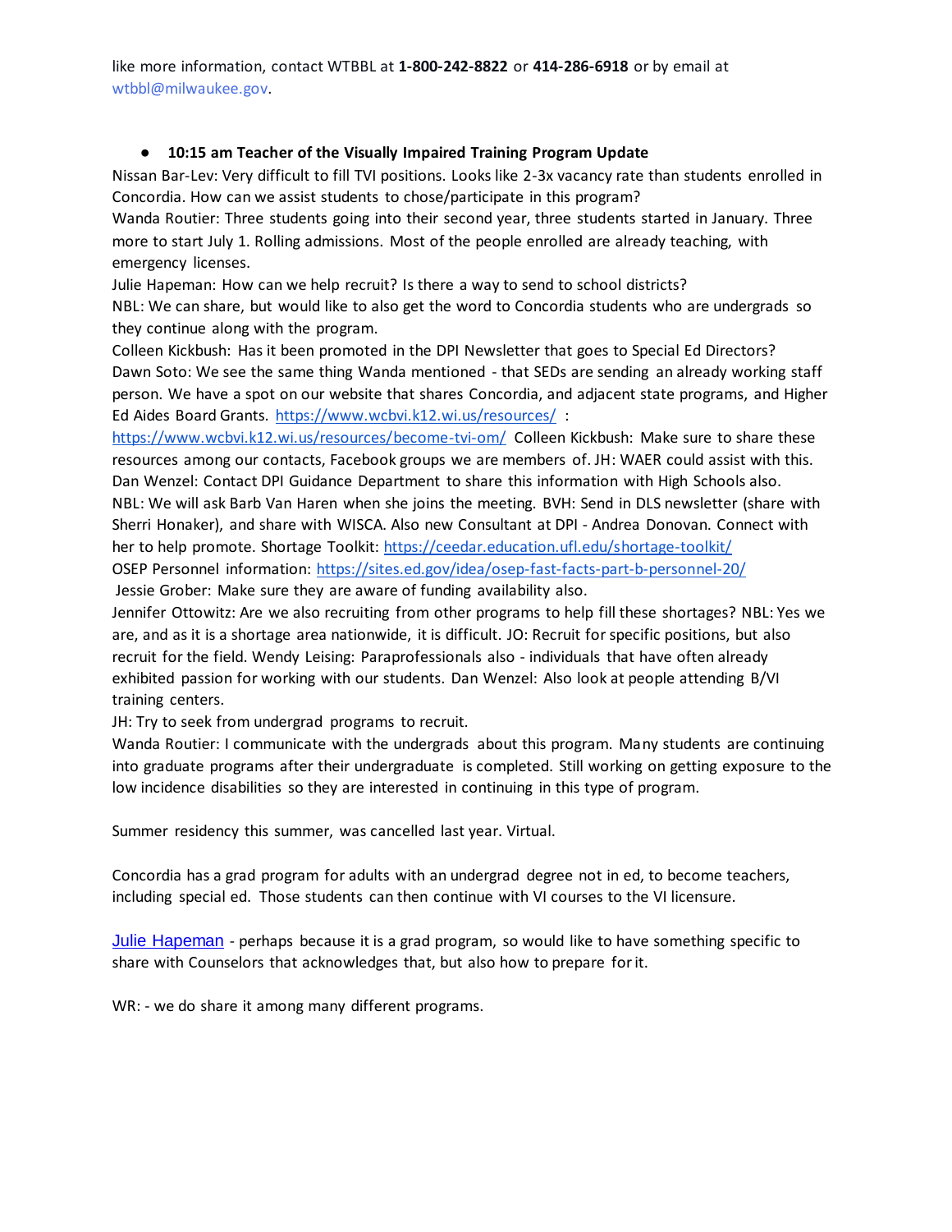like more information, contact WTBBL at **1-800-242-8822** or **414-286-6918** or by email at wtbbl@milwaukee.gov.

- **10:15 am Teacher of the Visually Impaired Training Program Update**

Nissan Bar-Lev: Very difficult to fill TVI positions. Looks like 2-3x vacancy rate than students enrolled in Concordia. How can we assist students to chose/participate in this program?
Wanda Routier: Three students going into their second year, three students started in January. Three more to start July 1. Rolling admissions. Most of the people enrolled are already teaching, with emergency licenses.
Julie Hapeman: How can we help recruit? Is there a way to send to school districts?
NBL: We can share, but would like to also get the word to Concordia students who are undergrads so they continue along with the program.
Colleen Kickbush: Has it been promoted in the DPI Newsletter that goes to Special Ed Directors?
Dawn Soto: We see the same thing Wanda mentioned - that SEDs are sending an already working staff person. We have a spot on our website that shares Concordia, and adjacent state programs, and Higher Ed Aides Board Grants. https://www.wcbvi.k12.wi.us/resources/ : https://www.wcbvi.k12.wi.us/resources/become-tvi-om/ Colleen Kickbush: Make sure to share these resources among our contacts, Facebook groups we are members of. JH: WAER could assist with this. Dan Wenzel: Contact DPI Guidance Department to share this information with High Schools also.
NBL: We will ask Barb Van Haren when she joins the meeting. BVH: Send in DLS newsletter (share with Sherri Honaker), and share with WISCA. Also new Consultant at DPI - Andrea Donovan. Connect with her to help promote. Shortage Toolkit: https://ceedar.education.ufl.edu/shortage-toolkit/
OSEP Personnel information: https://sites.ed.gov/idea/osep-fast-facts-part-b-personnel-20/
Jessie Grober: Make sure they are aware of funding availability also.
Jennifer Ottowitz: Are we also recruiting from other programs to help fill these shortages? NBL: Yes we are, and as it is a shortage area nationwide, it is difficult. JO: Recruit for specific positions, but also recruit for the field. Wendy Leising: Paraprofessionals also - individuals that have often already exhibited passion for working with our students. Dan Wenzel: Also look at people attending B/VI training centers.
JH: Try to seek from undergrad programs to recruit.
Wanda Routier: I communicate with the undergrads about this program. Many students are continuing into graduate programs after their undergraduate is completed. Still working on getting exposure to the low incidence disabilities so they are interested in continuing in this type of program.

Summer residency this summer, was cancelled last year. Virtual.

Concordia has a grad program for adults with an undergrad degree not in ed, to become teachers, including special ed. Those students can then continue with VI courses to the VI licensure.

Julie Hapeman - perhaps because it is a grad program, so would like to have something specific to share with Counselors that acknowledges that, but also how to prepare for it.

WR: - we do share it among many different programs.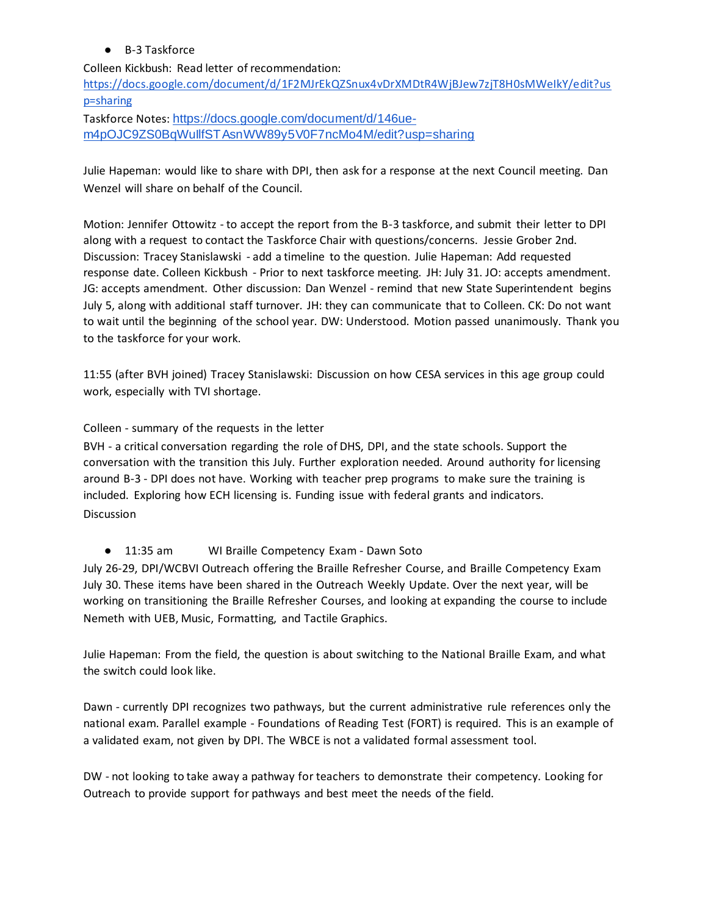- B-3 Taskforce

Colleen Kickbush: Read letter of recommendation: https://docs.google.com/document/d/1F2MJrEkQZSnux4vDrXMDtR4WjBJew7zjT8H0sMWeIkY/edit?usp=sharing

Taskforce Notes: https://docs.google.com/document/d/146ue-m4pOJC9ZS0BqWuIlfSTAsnWW89y5V0F7ncMo4M/edit?usp=sharing

Julie Hapeman: would like to share with DPI, then ask for a response at the next Council meeting. Dan Wenzel will share on behalf of the Council.

Motion: Jennifer Ottowitz - to accept the report from the B-3 taskforce, and submit their letter to DPI along with a request to contact the Taskforce Chair with questions/concerns. Jessie Grober 2nd. Discussion: Tracey Stanislawski - add a timeline to the question. Julie Hapeman: Add requested response date. Colleen Kickbush - Prior to next taskforce meeting. JH: July 31. JO: accepts amendment. JG: accepts amendment. Other discussion: Dan Wenzel - remind that new State Superintendent begins July 5, along with additional staff turnover. JH: they can communicate that to Colleen. CK: Do not want to wait until the beginning of the school year. DW: Understood. Motion passed unanimously. Thank you to the taskforce for your work.

11:55 (after BVH joined) Tracey Stanislawski: Discussion on how CESA services in this age group could work, especially with TVI shortage.

Colleen - summary of the requests in the letter

BVH - a critical conversation regarding the role of DHS, DPI, and the state schools. Support the conversation with the transition this July. Further exploration needed. Around authority for licensing around B-3 - DPI does not have. Working with teacher prep programs to make sure the training is included. Exploring how ECH licensing is. Funding issue with federal grants and indicators.

Discussion

- 11:35 am WI Braille Competency Exam - Dawn Soto

July 26-29, DPI/WCBVI Outreach offering the Braille Refresher Course, and Braille Competency Exam July 30. These items have been shared in the Outreach Weekly Update. Over the next year, will be working on transitioning the Braille Refresher Courses, and looking at expanding the course to include Nemeth with UEB, Music, Formatting, and Tactile Graphics.

Julie Hapeman: From the field, the question is about switching to the National Braille Exam, and what the switch could look like.

Dawn - currently DPI recognizes two pathways, but the current administrative rule references only the national exam. Parallel example - Foundations of Reading Test (FORT) is required. This is an example of a validated exam, not given by DPI. The WBCE is not a validated formal assessment tool.

DW - not looking to take away a pathway for teachers to demonstrate their competency. Looking for Outreach to provide support for pathways and best meet the needs of the field.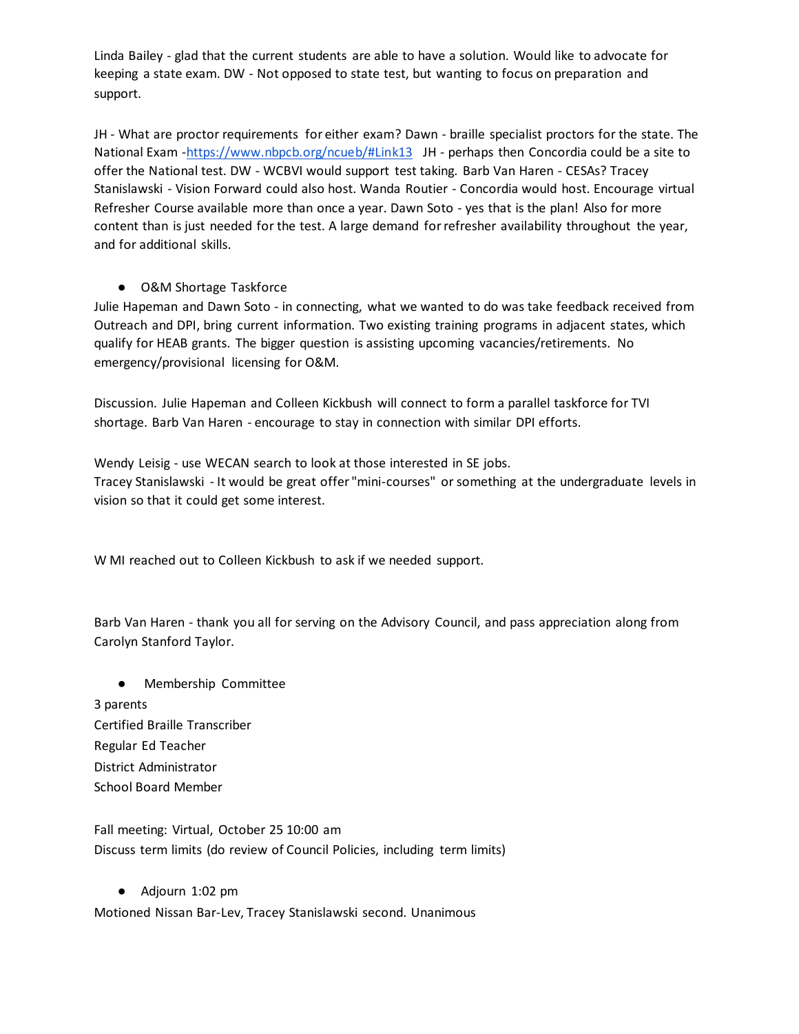Linda Bailey - glad that the current students are able to have a solution. Would like to advocate for keeping a state exam. DW - Not opposed to state test, but wanting to focus on preparation and support.

JH - What are proctor requirements for either exam? Dawn - braille specialist proctors for the state. The National Exam -https://www.nbpcb.org/ncueb/#Link13 JH - perhaps then Concordia could be a site to offer the National test. DW - WCBVI would support test taking. Barb Van Haren - CESAs? Tracey Stanislawski - Vision Forward could also host. Wanda Routier - Concordia would host. Encourage virtual Refresher Course available more than once a year. Dawn Soto - yes that is the plan! Also for more content than is just needed for the test. A large demand for refresher availability throughout the year, and for additional skills.

- O&M Shortage Taskforce

Julie Hapeman and Dawn Soto - in connecting, what we wanted to do was take feedback received from Outreach and DPI, bring current information. Two existing training programs in adjacent states, which qualify for HEAB grants. The bigger question is assisting upcoming vacancies/retirements. No emergency/provisional licensing for O&M.

Discussion. Julie Hapeman and Colleen Kickbush will connect to form a parallel taskforce for TVI shortage. Barb Van Haren - encourage to stay in connection with similar DPI efforts.

Wendy Leisig - use WECAN search to look at those interested in SE jobs.
Tracey Stanislawski - It would be great offer "mini-courses" or something at the undergraduate levels in vision so that it could get some interest.

W MI reached out to Colleen Kickbush to ask if we needed support.

Barb Van Haren - thank you all for serving on the Advisory Council, and pass appreciation along from Carolyn Stanford Taylor.

- Membership Committee

3 parents
Certified Braille Transcriber
Regular Ed Teacher
District Administrator
School Board Member

Fall meeting: Virtual, October 25 10:00 am
Discuss term limits (do review of Council Policies, including term limits)

- Adjourn 1:02 pm

Motioned Nissan Bar-Lev, Tracey Stanislawski second. Unanimous